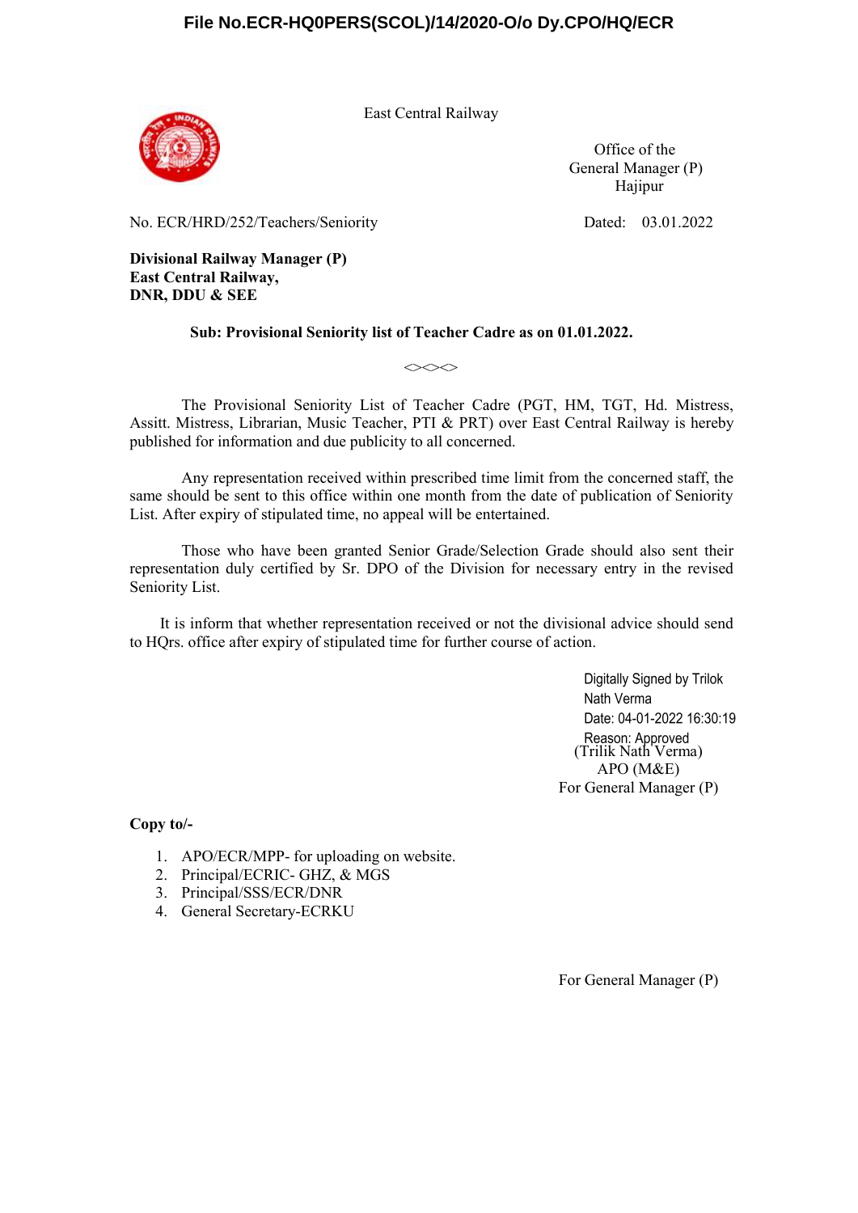File No.ECR-HQ0PERS(SCOL)/14/2020-O/o Dy.CPO/HQ/ECR

East Central Railway

Office of the
General Manager (P)
Hajipur

No. ECR/HRD/252/Teachers/Seniority

Dated: 03.01.2022

**Divisional Railway Manager (P)**
**East Central Railway,**
**DNR, DDU & SEE**

**Sub: Provisional Seniority list of Teacher Cadre as on 01.01.2022.**

<><><>

The Provisional Seniority List of Teacher Cadre (PGT, HM, TGT, Hd. Mistress, Assitt. Mistress, Librarian, Music Teacher, PTI & PRT) over East Central Railway is hereby published for information and due publicity to all concerned.

Any representation received within prescribed time limit from the concerned staff, the same should be sent to this office within one month from the date of publication of Seniority List. After expiry of stipulated time, no appeal will be entertained.

Those who have been granted Senior Grade/Selection Grade should also sent their representation duly certified by Sr. DPO of the Division for necessary entry in the revised Seniority List.

It is inform that whether representation received or not the divisional advice should send to HQrs. office after expiry of stipulated time for further course of action.

Digitally Signed by Trilok Nath Verma
Date: 04-01-2022 16:30:19
Reason: Approved

(Trilik Nath Verma)
APO (M&E)
For General Manager (P)

**Copy to/-**

1. APO/ECR/MPP- for uploading on website.
2. Principal/ECRIC- GHZ, & MGS
3. Principal/SSS/ECR/DNR
4. General Secretary-ECRKU

For General Manager (P)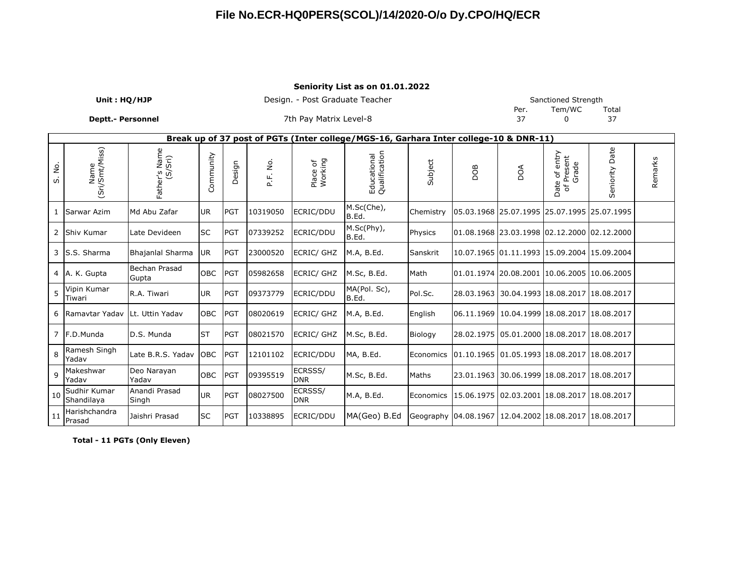# File No.ECR-HQ0PERS(SCOL)/14/2020-O/o Dy.CPO/HQ/ECR

**Seniority List as on 01.01.2022**

**Unit : HQ/HJP** | Design. - Post Graduate Teacher | Sanctioned Strength

**Deptt.- Personnel** | 7th Pay Matrix Level-8

| Per. | Tem/WC | Total |
|---|---|---|
| 37 | 0 | 37 |

**Break up of 37 post of PGTs (Inter college/MGS-16, Garhara Inter college-10 & DNR-11)**

| S. No. | Name (Sri/Smt/Miss) | Father's Name (S/Sri) | Community | Design | P.F. No. | Place of Working | Educational Qualification | Subject | DOB | DOA | Date of entry of Present Grade | Seniority Date | Remarks |
|---|---|---|---|---|---|---|---|---|---|---|---|---|---|
| 1 | Sarwar Azim | Md Abu Zafar | UR | PGT | 10319050 | ECRIC/DDU | M.Sc(Che), B.Ed. | Chemistry | 05.03.1968 | 25.07.1995 | 25.07.1995 | 25.07.1995 | |
| 2 | Shiv Kumar | Late Devideen | SC | PGT | 07339252 | ECRIC/DDU | M.Sc(Phy), B.Ed. | Physics | 01.08.1968 | 23.03.1998 | 02.12.2000 | 02.12.2000 | |
| 3 | S.S. Sharma | Bhajanlal Sharma | UR | PGT | 23000520 | ECRIC/ GHZ | M.A, B.Ed. | Sanskrit | 10.07.1965 | 01.11.1993 | 15.09.2004 | 15.09.2004 | |
| 4 | A. K. Gupta | Bechan Prasad Gupta | OBC | PGT | 05982658 | ECRIC/ GHZ | M.Sc, B.Ed. | Math | 01.01.1974 | 20.08.2001 | 10.06.2005 | 10.06.2005 | |
| 5 | Vipin Kumar Tiwari | R.A. Tiwari | UR | PGT | 09373779 | ECRIC/DDU | MA(Pol. Sc), B.Ed. | Pol.Sc. | 28.03.1963 | 30.04.1993 | 18.08.2017 | 18.08.2017 | |
| 6 | Ramavtar Yadav | Lt. Uttin Yadav | OBC | PGT | 08020619 | ECRIC/ GHZ | M.A, B.Ed. | English | 06.11.1969 | 10.04.1999 | 18.08.2017 | 18.08.2017 | |
| 7 | F.D.Munda | D.S. Munda | ST | PGT | 08021570 | ECRIC/ GHZ | M.Sc, B.Ed. | Biology | 28.02.1975 | 05.01.2000 | 18.08.2017 | 18.08.2017 | |
| 8 | Ramesh Singh Yadav | Late B.R.S. Yadav | OBC | PGT | 12101102 | ECRIC/DDU | MA, B.Ed. | Economics | 01.10.1965 | 01.05.1993 | 18.08.2017 | 18.08.2017 | |
| 9 | Makeshwar Yadav | Deo Narayan Yadav | OBC | PGT | 09395519 | ECRSSS/ DNR | M.Sc, B.Ed. | Maths | 23.01.1963 | 30.06.1999 | 18.08.2017 | 18.08.2017 | |
| 10 | Sudhir Kumar Shandilaya | Anandi Prasad Singh | UR | PGT | 08027500 | ECRSSS/ DNR | M.A, B.Ed. | Economics | 15.06.1975 | 02.03.2001 | 18.08.2017 | 18.08.2017 | |
| 11 | Harishchandra Prasad | Jaishri Prasad | SC | PGT | 10338895 | ECRIC/DDU | MA(Geo) B.Ed | Geography | 04.08.1967 | 12.04.2002 | 18.08.2017 | 18.08.2017 | |

**Total - 11 PGTs (Only Eleven)**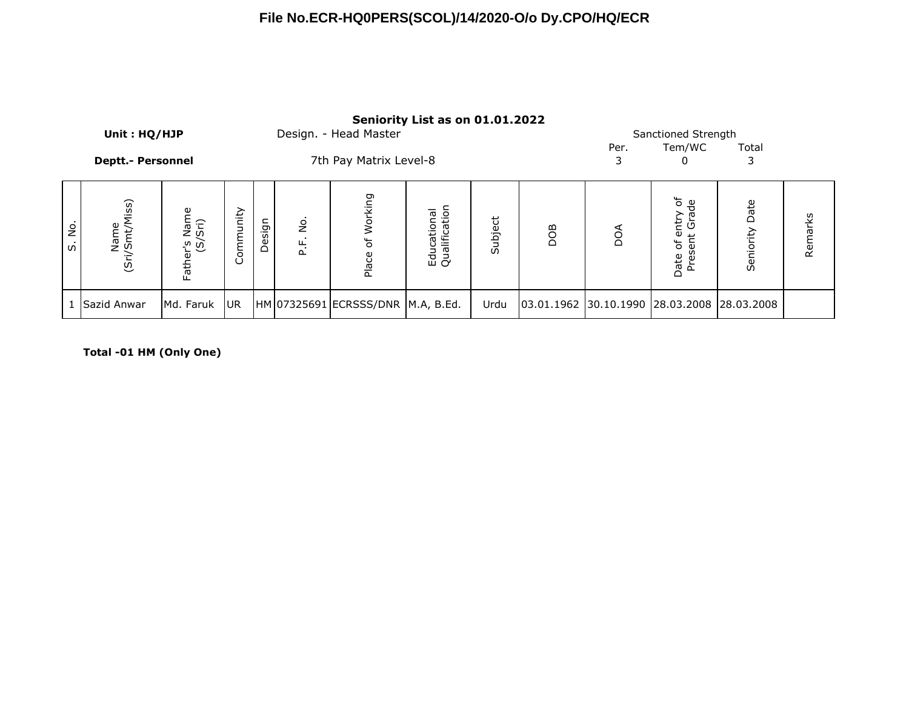**File No.ECR-HQ0PERS(SCOL)/14/2020-O/o Dy.CPO/HQ/ECR**

**Seniority List as on 01.01.2022**

**Unit : HQ/HJP** Design. - Head Master

**Deptt.- Personnel** 7th Pay Matrix Level-8

| Sanctioned Strength | | |
|---|---|---|
| Per. | Tem/WC | Total |
| 3 | 0 | 3 |

| S. No. | Name (Sri/Smt/Miss) | Father's Name (S/Sri) | Community | Design | P.F. No. | Place of Working | Educational Qualification | Subject | DOB | DOA | Date of entry of Present Grade | Seniority Date | Remarks |
|---|---|---|---|---|---|---|---|---|---|---|---|---|---|
| 1 | Sazid Anwar | Md. Faruk | UR | HM | 07325691 | ECRSSS/DNR | M.A, B.Ed. | Urdu | 03.01.1962 | 30.10.1990 | 28.03.2008 | 28.03.2008 | |

**Total -01 HM (Only One)**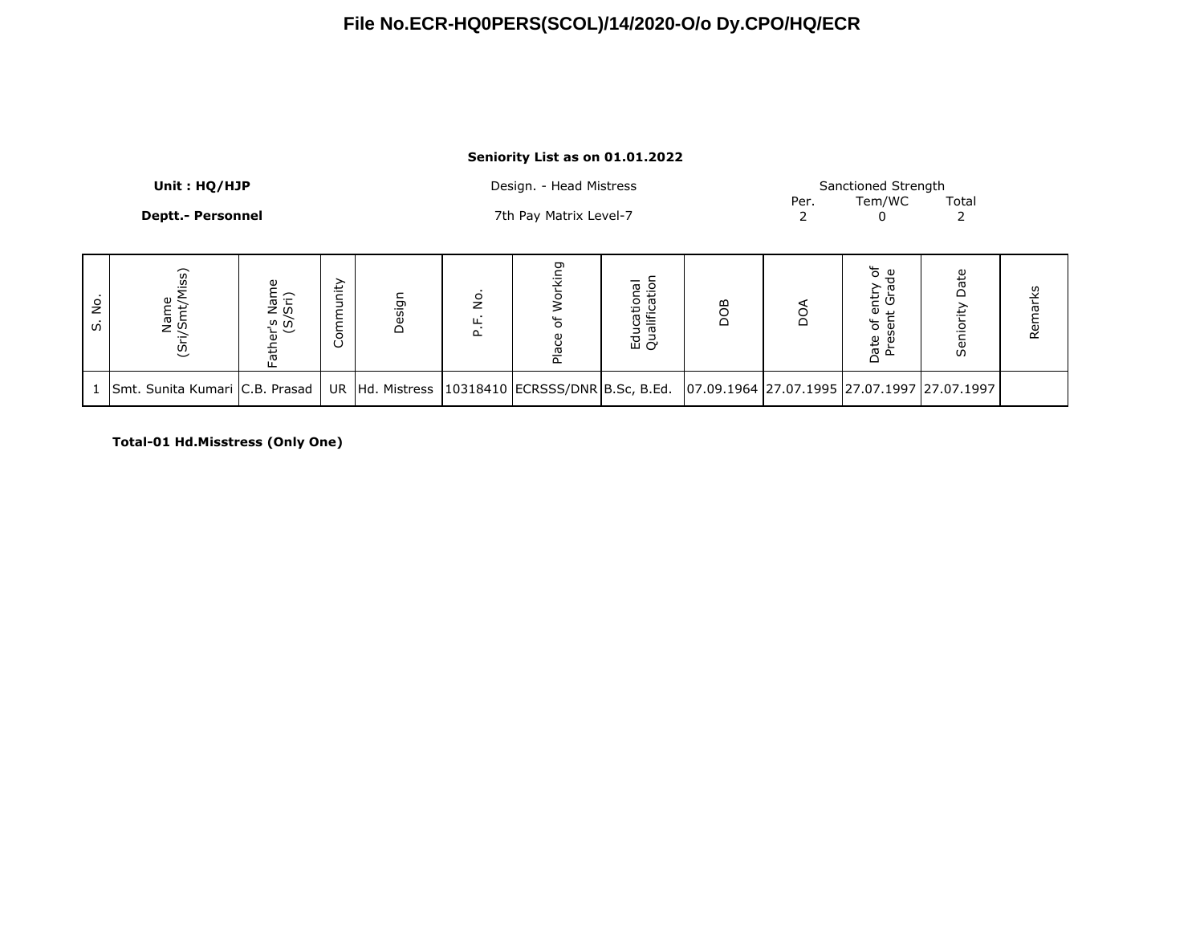# File No.ECR-HQ0PERS(SCOL)/14/2020-O/o Dy.CPO/HQ/ECR

**Seniority List as on 01.01.2022**

**Unit : HQ/HJP**

**Deptt.- Personnel**

Design. - Head Mistress

7th Pay Matrix Level-7

| Sanctioned Strength | | |
|---|---|---|
| Per. | Tem/WC | Total |
| 2 | 0 | 2 |

| S. No. | Name (Sri/Smt/Miss) | Father's Name (S/Sri) | Community | Design | P.F. No. | Place of Working | Educational Qualification | DOB | DOA | Date of entry of Present Grade | Seniority Date | Remarks |
|---|---|---|---|---|---|---|---|---|---|---|---|---|
| 1 | Smt. Sunita Kumari | C.B. Prasad | UR | Hd. Mistress | 10318410 | ECRSSS/DNR | B.Sc, B.Ed. | 07.09.1964 | 27.07.1995 | 27.07.1997 | 27.07.1997 | |

**Total-01 Hd.Misstress (Only One)**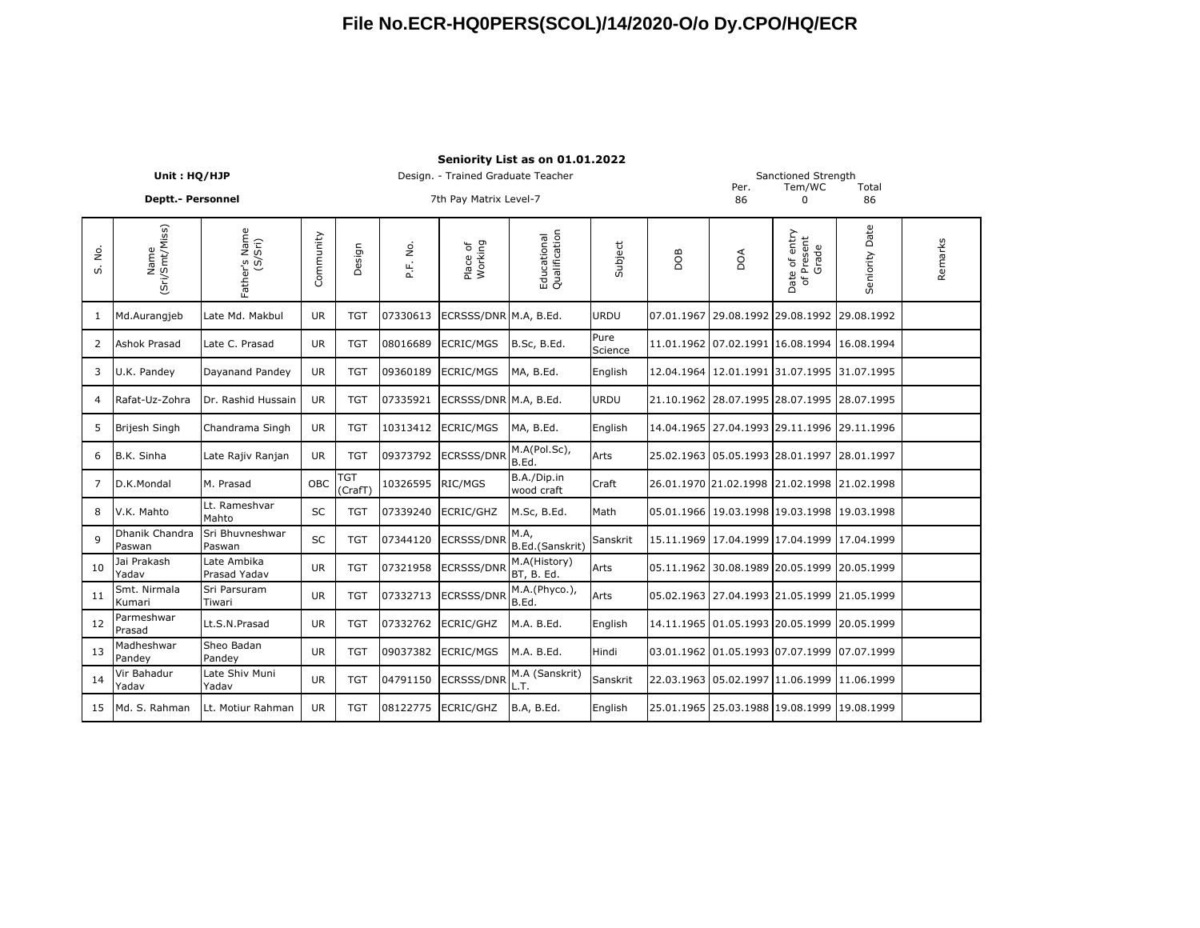**File No.ECR-HQ0PERS(SCOL)/14/2020-O/o Dy.CPO/HQ/ECR**

**Seniority List as on 01.01.2022**

**Unit : HQ/HJP** | Design. - Trained Graduate Teacher

**Deptt.- Personnel** | 7th Pay Matrix Level-7

Sanctioned Strength

| Per. | Tem/WC | Total |
|---|---|---|
| 86 | 0 | 86 |

| S. No. | Name (Sri/Smt/Miss) | Father's Name (S/Sri) | Community | Design | P.F. No. | Place of Working | Educational Qualification | Subject | DOB | DOA | Date of entry of Present Grade | Seniority Date | Remarks |
|---|---|---|---|---|---|---|---|---|---|---|---|---|---|
| 1 | Md.Aurangjeb | Late Md. Makbul | UR | TGT | 07330613 | ECRSSS/DNR | M.A, B.Ed. | URDU | 07.01.1967 | 29.08.1992 | 29.08.1992 | 29.08.1992 | |
| 2 | Ashok Prasad | Late C. Prasad | UR | TGT | 08016689 | ECRIC/MGS | B.Sc, B.Ed. | Pure Science | 11.01.1962 | 07.02.1991 | 16.08.1994 | 16.08.1994 | |
| 3 | U.K. Pandey | Dayanand Pandey | UR | TGT | 09360189 | ECRIC/MGS | MA, B.Ed. | English | 12.04.1964 | 12.01.1991 | 31.07.1995 | 31.07.1995 | |
| 4 | Rafat-Uz-Zohra | Dr. Rashid Hussain | UR | TGT | 07335921 | ECRSSS/DNR | M.A, B.Ed. | URDU | 21.10.1962 | 28.07.1995 | 28.07.1995 | 28.07.1995 | |
| 5 | Brijesh Singh | Chandrama Singh | UR | TGT | 10313412 | ECRIC/MGS | MA, B.Ed. | English | 14.04.1965 | 27.04.1993 | 29.11.1996 | 29.11.1996 | |
| 6 | B.K. Sinha | Late Rajiv Ranjan | UR | TGT | 09373792 | ECRSSS/DNR | M.A(Pol.Sc), B.Ed. | Arts | 25.02.1963 | 05.05.1993 | 28.01.1997 | 28.01.1997 | |
| 7 | D.K.Mondal | M. Prasad | OBC | TGT (CrafT) | 10326595 | RIC/MGS | B.A./Dip.in wood craft | Craft | 26.01.1970 | 21.02.1998 | 21.02.1998 | 21.02.1998 | |
| 8 | V.K. Mahto | Lt. Rameshvar Mahto | SC | TGT | 07339240 | ECRIC/GHZ | M.Sc, B.Ed. | Math | 05.01.1966 | 19.03.1998 | 19.03.1998 | 19.03.1998 | |
| 9 | Dhanik Chandra Paswan | Sri Bhuvneshwar Paswan | SC | TGT | 07344120 | ECRSSS/DNR | M.A, B.Ed.(Sanskrit) | Sanskrit | 15.11.1969 | 17.04.1999 | 17.04.1999 | 17.04.1999 | |
| 10 | Jai Prakash Yadav | Late Ambika Prasad Yadav | UR | TGT | 07321958 | ECRSSS/DNR | M.A(History) BT, B. Ed. | Arts | 05.11.1962 | 30.08.1989 | 20.05.1999 | 20.05.1999 | |
| 11 | Smt. Nirmala Kumari | Sri Parsuram Tiwari | UR | TGT | 07332713 | ECRSSS/DNR | M.A.(Phyco.), B.Ed. | Arts | 05.02.1963 | 27.04.1993 | 21.05.1999 | 21.05.1999 | |
| 12 | Parmeshwar Prasad | Lt.S.N.Prasad | UR | TGT | 07332762 | ECRIC/GHZ | M.A. B.Ed. | English | 14.11.1965 | 01.05.1993 | 20.05.1999 | 20.05.1999 | |
| 13 | Madheshwar Pandey | Sheo Badan Pandey | UR | TGT | 09037382 | ECRIC/MGS | M.A. B.Ed. | Hindi | 03.01.1962 | 01.05.1993 | 07.07.1999 | 07.07.1999 | |
| 14 | Vir Bahadur Yadav | Late Shiv Muni Yadav | UR | TGT | 04791150 | ECRSSS/DNR | M.A (Sanskrit) L.T. | Sanskrit | 22.03.1963 | 05.02.1997 | 11.06.1999 | 11.06.1999 | |
| 15 | Md. S. Rahman | Lt. Motiur Rahman | UR | TGT | 08122775 | ECRIC/GHZ | B.A, B.Ed. | English | 25.01.1965 | 25.03.1988 | 19.08.1999 | 19.08.1999 | |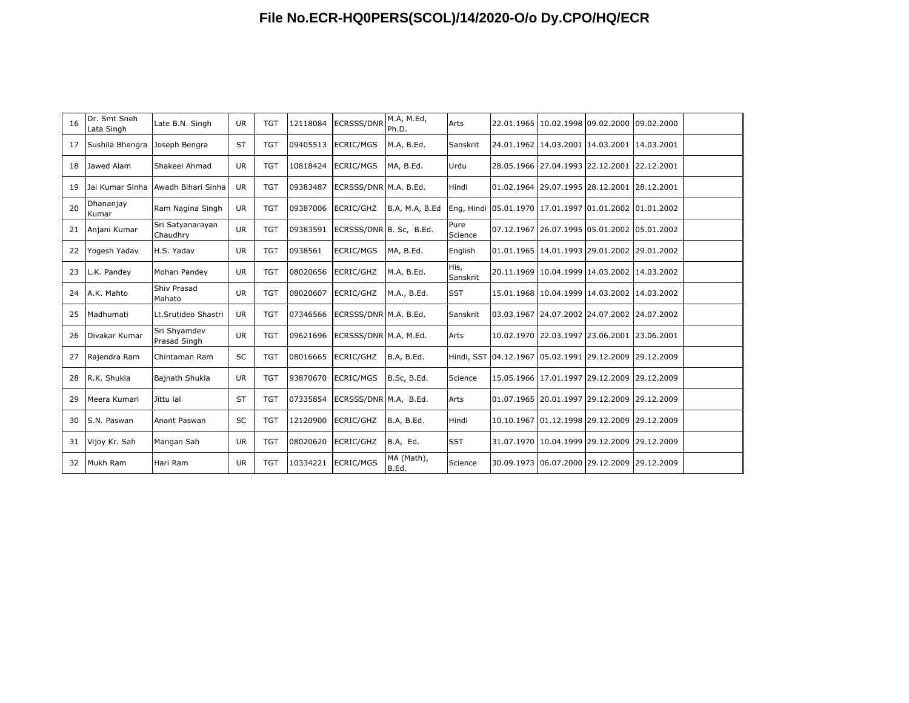# File No.ECR-HQ0PERS(SCOL)/14/2020-O/o Dy.CPO/HQ/ECR

| | | | | | | | | | | | | | |
|---|---|---|---|---|---|---|---|---|---|---|---|---|---|
| 16 | Dr. Smt Sneh Lata Singh | Late B.N. Singh | UR | TGT | 12118084 | ECRSSS/DNR | M.A, M.Ed, Ph.D. | Arts | 22.01.1965 | 10.02.1998 | 09.02.2000 | 09.02.2000 | |
| 17 | Sushila Bhengra | Joseph Bengra | ST | TGT | 09405513 | ECRIC/MGS | M.A, B.Ed. | Sanskrit | 24.01.1962 | 14.03.2001 | 14.03.2001 | 14.03.2001 | |
| 18 | Jawed Alam | Shakeel Ahmad | UR | TGT | 10818424 | ECRIC/MGS | MA, B.Ed. | Urdu | 28.05.1966 | 27.04.1993 | 22.12.2001 | 22.12.2001 | |
| 19 | Jai Kumar Sinha | Awadh Bihari Sinha | UR | TGT | 09383487 | ECRSSS/DNR | M.A. B.Ed. | Hindi | 01.02.1964 | 29.07.1995 | 28.12.2001 | 28.12.2001 | |
| 20 | Dhananjay Kumar | Ram Nagina Singh | UR | TGT | 09387006 | ECRIC/GHZ | B.A, M.A, B.Ed | Eng, Hindi | 05.01.1970 | 17.01.1997 | 01.01.2002 | 01.01.2002 | |
| 21 | Anjani Kumar | Sri Satyanarayan Chaudhry | UR | TGT | 09383591 | ECRSSS/DNR | B. Sc, B.Ed. | Pure Science | 07.12.1967 | 26.07.1995 | 05.01.2002 | 05.01.2002 | |
| 22 | Yogesh Yadav | H.S. Yadav | UR | TGT | 0938561 | ECRIC/MGS | MA, B.Ed. | English | 01.01.1965 | 14.01.1993 | 29.01.2002 | 29.01.2002 | |
| 23 | L.K. Pandey | Mohan Pandey | UR | TGT | 08020656 | ECRIC/GHZ | M.A, B.Ed. | His, Sanskrit | 20.11.1969 | 10.04.1999 | 14.03.2002 | 14.03.2002 | |
| 24 | A.K. Mahto | Shiv Prasad Mahato | UR | TGT | 08020607 | ECRIC/GHZ | M.A., B.Ed. | SST | 15.01.1968 | 10.04.1999 | 14.03.2002 | 14.03.2002 | |
| 25 | Madhumati | Lt.Srutideo Shastri | UR | TGT | 07346566 | ECRSSS/DNR | M.A. B.Ed. | Sanskrit | 03.03.1967 | 24.07.2002 | 24.07.2002 | 24.07.2002 | |
| 26 | Divakar Kumar | Sri Shyamdev Prasad Singh | UR | TGT | 09621696 | ECRSSS/DNR | M.A, M.Ed. | Arts | 10.02.1970 | 22.03.1997 | 23.06.2001 | 23.06.2001 | |
| 27 | Rajendra Ram | Chintaman Ram | SC | TGT | 08016665 | ECRIC/GHZ | B.A, B.Ed. | Hindi, SST | 04.12.1967 | 05.02.1991 | 29.12.2009 | 29.12.2009 | |
| 28 | R.K. Shukla | Bajnath Shukla | UR | TGT | 93870670 | ECRIC/MGS | B.Sc, B.Ed. | Science | 15.05.1966 | 17.01.1997 | 29.12.2009 | 29.12.2009 | |
| 29 | Meera Kumari | Jittu lal | ST | TGT | 07335854 | ECRSSS/DNR | M.A, B.Ed. | Arts | 01.07.1965 | 20.01.1997 | 29.12.2009 | 29.12.2009 | |
| 30 | S.N. Paswan | Anant Paswan | SC | TGT | 12120900 | ECRIC/GHZ | B.A, B.Ed. | Hindi | 10.10.1967 | 01.12.1998 | 29.12.2009 | 29.12.2009 | |
| 31 | Vijoy Kr. Sah | Mangan Sah | UR | TGT | 08020620 | ECRIC/GHZ | B.A, Ed. | SST | 31.07.1970 | 10.04.1999 | 29.12.2009 | 29.12.2009 | |
| 32 | Mukh Ram | Hari Ram | UR | TGT | 10334221 | ECRIC/MGS | MA (Math), B.Ed. | Science | 30.09.1973 | 06.07.2000 | 29.12.2009 | 29.12.2009 | |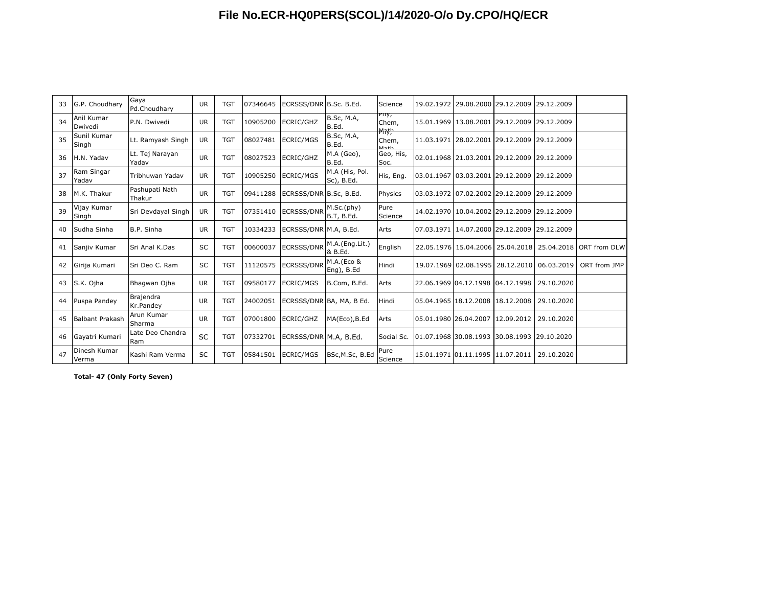# File No.ECR-HQ0PERS(SCOL)/14/2020-O/o Dy.CPO/HQ/ECR

| | | | | | | | | | | | | | |
|---|---|---|---|---|---|---|---|---|---|---|---|---|---|
| 33 | G.P. Choudhary | Gaya Pd.Choudhary | UR | TGT | 07346645 | ECRSSS/DNR | B.Sc. B.Ed. | Science | 19.02.1972 | 29.08.2000 | 29.12.2009 | 29.12.2009 | |
| 34 | Anil Kumar Dwivedi | P.N. Dwivedi | UR | TGT | 10905200 | ECRIC/GHZ | B.Sc, M.A, B.Ed. | Phy, Chem, Math | 15.01.1969 | 13.08.2001 | 29.12.2009 | 29.12.2009 | |
| 35 | Sunil Kumar Singh | Lt. Ramyash Singh | UR | TGT | 08027481 | ECRIC/MGS | B.Sc, M.A, B.Ed. | Phy, Chem, Math | 11.03.1971 | 28.02.2001 | 29.12.2009 | 29.12.2009 | |
| 36 | H.N. Yadav | Lt. Tej Narayan Yadav | UR | TGT | 08027523 | ECRIC/GHZ | M.A (Geo), B.Ed. | Geo, His, Soc. | 02.01.1968 | 21.03.2001 | 29.12.2009 | 29.12.2009 | |
| 37 | Ram Singar Yadav | Tribhuwan Yadav | UR | TGT | 10905250 | ECRIC/MGS | M.A (His, Pol. Sc), B.Ed. | His, Eng. | 03.01.1967 | 03.03.2001 | 29.12.2009 | 29.12.2009 | |
| 38 | M.K. Thakur | Pashupati Nath Thakur | UR | TGT | 09411288 | ECRSSS/DNR | B.Sc, B.Ed. | Physics | 03.03.1972 | 07.02.2002 | 29.12.2009 | 29.12.2009 | |
| 39 | Vijay Kumar Singh | Sri Devdayal Singh | UR | TGT | 07351410 | ECRSSS/DNR | M.Sc.(phy) B.T, B.Ed. | Pure Science | 14.02.1970 | 10.04.2002 | 29.12.2009 | 29.12.2009 | |
| 40 | Sudha Sinha | B.P. Sinha | UR | TGT | 10334233 | ECRSSS/DNR | M.A, B.Ed. | Arts | 07.03.1971 | 14.07.2000 | 29.12.2009 | 29.12.2009 | |
| 41 | Sanjiv Kumar | Sri Anal K.Das | SC | TGT | 00600037 | ECRSSS/DNR | M.A.(Eng.Lit.) & B.Ed. | English | 22.05.1976 | 15.04.2006 | 25.04.2018 | 25.04.2018 | ORT from DLW |
| 42 | Girija Kumari | Sri Deo C. Ram | SC | TGT | 11120575 | ECRSSS/DNR | M.A.(Eco & Eng), B.Ed | Hindi | 19.07.1969 | 02.08.1995 | 28.12.2010 | 06.03.2019 | ORT from JMP |
| 43 | S.K. Ojha | Bhagwan Ojha | UR | TGT | 09580177 | ECRIC/MGS | B.Com, B.Ed. | Arts | 22.06.1969 | 04.12.1998 | 04.12.1998 | 29.10.2020 | |
| 44 | Puspa Pandey | Brajendra Kr.Pandey | UR | TGT | 24002051 | ECRSSS/DNR | BA, MA, B Ed. | Hindi | 05.04.1965 | 18.12.2008 | 18.12.2008 | 29.10.2020 | |
| 45 | Balbant Prakash | Arun Kumar Sharma | UR | TGT | 07001800 | ECRIC/GHZ | MA(Eco),B.Ed | Arts | 05.01.1980 | 26.04.2007 | 12.09.2012 | 29.10.2020 | |
| 46 | Gayatri Kumari | Late Deo Chandra Ram | SC | TGT | 07332701 | ECRSSS/DNR | M.A, B.Ed. | Social Sc. | 01.07.1968 | 30.08.1993 | 30.08.1993 | 29.10.2020 | |
| 47 | Dinesh Kumar Verma | Kashi Ram Verma | SC | TGT | 05841501 | ECRIC/MGS | BSc,M.Sc, B.Ed | Pure Science | 15.01.1971 | 01.11.1995 | 11.07.2011 | 29.10.2020 | |

**Total- 47 (Only Forty Seven)**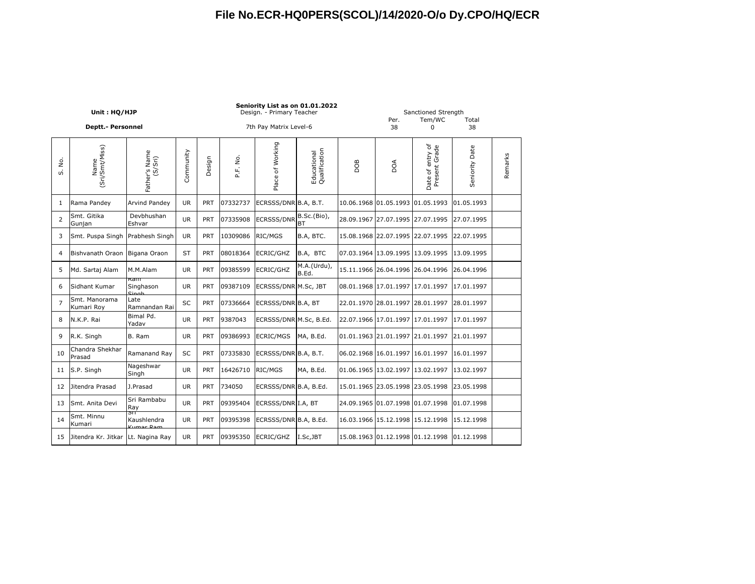# File No.ECR-HQ0PERS(SCOL)/14/2020-O/o Dy.CPO/HQ/ECR

**Seniority List as on 01.01.2022**

**Unit : HQ/HJP**

Design. - Primary Teacher

**Deptt.- Personnel**

7th Pay Matrix Level-6

| Sanctioned Strength | | |
|---|---|---|
| Per. | Tem/WC | Total |
| 38 | 0 | 38 |

| S. No. | Name (Sri/Smt/Miss) | Father's Name (S/Sri) | Community | Design | P.F. No. | Place of Working | Educational Qualification | DOB | DOA | Date of entry of Present Grade | Seniority Date | Remarks |
|---|---|---|---|---|---|---|---|---|---|---|---|---|
| 1 | Rama Pandey | Arvind Pandey | UR | PRT | 07332737 | ECRSSS/DNR | B.A, B.T. | 10.06.1968 | 01.05.1993 | 01.05.1993 | 01.05.1993 | |
| 2 | Smt. Gitika Gunjan | Devbhushan Eshvar | UR | PRT | 07335908 | ECRSSS/DNR | B.Sc.(Bio), BT | 28.09.1967 | 27.07.1995 | 27.07.1995 | 27.07.1995 | |
| 3 | Smt. Puspa Singh | Prabhesh Singh | UR | PRT | 10309086 | RIC/MGS | B.A, BTC. | 15.08.1968 | 22.07.1995 | 22.07.1995 | 22.07.1995 | |
| 4 | Bishvanath Oraon | Bigana Oraon | ST | PRT | 08018364 | ECRIC/GHZ | B.A, BTC | 07.03.1964 | 13.09.1995 | 13.09.1995 | 13.09.1995 | |
| 5 | Md. Sartaj Alam | M.M.Alam | UR | PRT | 09385599 | ECRIC/GHZ | M.A.(Urdu), B.Ed. | 15.11.1966 | 26.04.1996 | 26.04.1996 | 26.04.1996 | |
| 6 | Sidhant Kumar | Ram Singhason Singh | UR | PRT | 09387109 | ECRSSS/DNR | M.Sc, JBT | 08.01.1968 | 17.01.1997 | 17.01.1997 | 17.01.1997 | |
| 7 | Smt. Manorama Kumari Roy | Late Ramnandan Rai | SC | PRT | 07336664 | ECRSSS/DNR | B.A, BT | 22.01.1970 | 28.01.1997 | 28.01.1997 | 28.01.1997 | |
| 8 | N.K.P. Rai | Bimal Pd. Yadav | UR | PRT | 9387043 | ECRSSS/DNR | M.Sc, B.Ed. | 22.07.1966 | 17.01.1997 | 17.01.1997 | 17.01.1997 | |
| 9 | R.K. Singh | B. Ram | UR | PRT | 09386993 | ECRIC/MGS | MA, B.Ed. | 01.01.1963 | 21.01.1997 | 21.01.1997 | 21.01.1997 | |
| 10 | Chandra Shekhar Prasad | Ramanand Ray | SC | PRT | 07335830 | ECRSSS/DNR | B.A, B.T. | 06.02.1968 | 16.01.1997 | 16.01.1997 | 16.01.1997 | |
| 11 | S.P. Singh | Nageshwar Singh | UR | PRT | 16426710 | RIC/MGS | MA, B.Ed. | 01.06.1965 | 13.02.1997 | 13.02.1997 | 13.02.1997 | |
| 12 | Jitendra Prasad | J.Prasad | UR | PRT | 734050 | ECRSSS/DNR | B.A, B.Ed. | 15.01.1965 | 23.05.1998 | 23.05.1998 | 23.05.1998 | |
| 13 | Smt. Anita Devi | Sri Rambabu Ray | UR | PRT | 09395404 | ECRSSS/DNR | I.A, BT | 24.09.1965 | 01.07.1998 | 01.07.1998 | 01.07.1998 | |
| 14 | Smt. Minnu Kumari | Sri Kaushlendra Kumar Ram | UR | PRT | 09395398 | ECRSSS/DNR | B.A, B.Ed. | 16.03.1966 | 15.12.1998 | 15.12.1998 | 15.12.1998 | |
| 15 | Jitendra Kr. Jitkar | Lt. Nagina Ray | UR | PRT | 09395350 | ECRIC/GHZ | I.Sc,JBT | 15.08.1963 | 01.12.1998 | 01.12.1998 | 01.12.1998 | |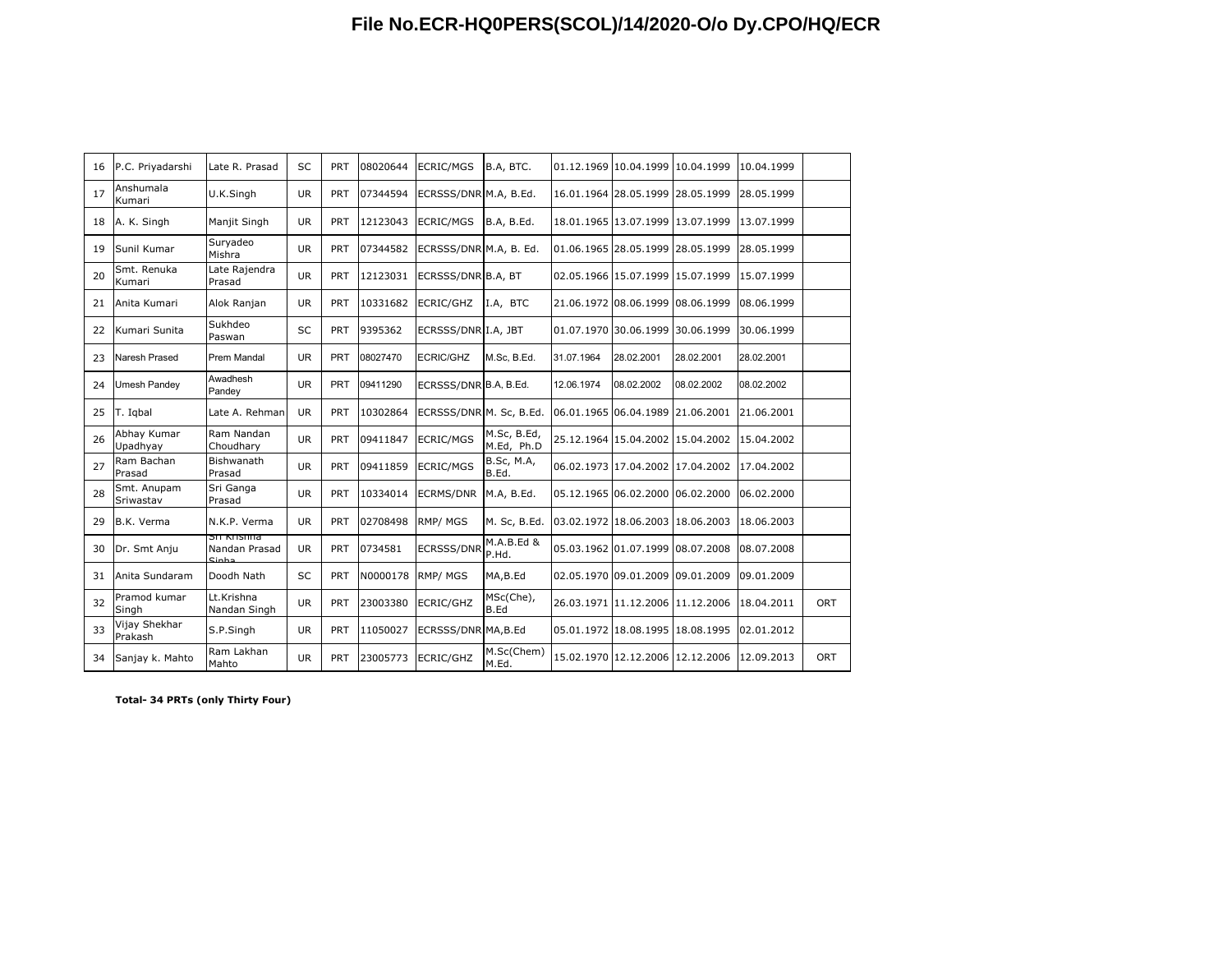# File No.ECR-HQ0PERS(SCOL)/14/2020-O/o Dy.CPO/HQ/ECR

| | | | | | | | | | | | | |
|---|---|---|---|---|---|---|---|---|---|---|---|---|
| 16 | P.C. Priyadarshi | Late R. Prasad | SC | PRT | 08020644 | ECRIC/MGS | B.A, BTC. | 01.12.1969 | 10.04.1999 | 10.04.1999 | 10.04.1999 | |
| 17 | Anshumala Kumari | U.K.Singh | UR | PRT | 07344594 | ECRSSS/DNR | M.A, B.Ed. | 16.01.1964 | 28.05.1999 | 28.05.1999 | 28.05.1999 | |
| 18 | A. K. Singh | Manjit Singh | UR | PRT | 12123043 | ECRIC/MGS | B.A, B.Ed. | 18.01.1965 | 13.07.1999 | 13.07.1999 | 13.07.1999 | |
| 19 | Sunil Kumar | Suryadeo Mishra | UR | PRT | 07344582 | ECRSSS/DNR | M.A, B. Ed. | 01.06.1965 | 28.05.1999 | 28.05.1999 | 28.05.1999 | |
| 20 | Smt. Renuka Kumari | Late Rajendra Prasad | UR | PRT | 12123031 | ECRSSS/DNR | B.A, BT | 02.05.1966 | 15.07.1999 | 15.07.1999 | 15.07.1999 | |
| 21 | Anita Kumari | Alok Ranjan | UR | PRT | 10331682 | ECRIC/GHZ | I.A, BTC | 21.06.1972 | 08.06.1999 | 08.06.1999 | 08.06.1999 | |
| 22 | Kumari Sunita | Sukhdeo Paswan | SC | PRT | 9395362 | ECRSSS/DNR | I.A, JBT | 01.07.1970 | 30.06.1999 | 30.06.1999 | 30.06.1999 | |
| 23 | Naresh Prased | Prem Mandal | UR | PRT | 08027470 | ECRIC/GHZ | M.Sc, B.Ed. | 31.07.1964 | 28.02.2001 | 28.02.2001 | 28.02.2001 | |
| 24 | Umesh Pandey | Awadhesh Pandey | UR | PRT | 09411290 | ECRSSS/DNR | B.A, B.Ed. | 12.06.1974 | 08.02.2002 | 08.02.2002 | 08.02.2002 | |
| 25 | T. Iqbal | Late A. Rehman | UR | PRT | 10302864 | ECRSSS/DNR | M. Sc, B.Ed. | 06.01.1965 | 06.04.1989 | 21.06.2001 | 21.06.2001 | |
| 26 | Abhay Kumar Upadhyay | Ram Nandan Choudhary | UR | PRT | 09411847 | ECRIC/MGS | M.Sc, B.Ed, M.Ed, Ph.D | 25.12.1964 | 15.04.2002 | 15.04.2002 | 15.04.2002 | |
| 27 | Ram Bachan Prasad | Bishwanath Prasad | UR | PRT | 09411859 | ECRIC/MGS | B.Sc, M.A, B.Ed. | 06.02.1973 | 17.04.2002 | 17.04.2002 | 17.04.2002 | |
| 28 | Smt. Anupam Sriwastav | Sri Ganga Prasad | UR | PRT | 10334014 | ECRMS/DNR | M.A, B.Ed. | 05.12.1965 | 06.02.2000 | 06.02.2000 | 06.02.2000 | |
| 29 | B.K. Verma | N.K.P. Verma | UR | PRT | 02708498 | RMP/ MGS | M. Sc, B.Ed. | 03.02.1972 | 18.06.2003 | 18.06.2003 | 18.06.2003 | |
| 30 | Dr. Smt Anju | Sri Krishna Nandan Prasad Sinha | UR | PRT | 0734581 | ECRSSS/DNR | M.A.B.Ed & P.Hd. | 05.03.1962 | 01.07.1999 | 08.07.2008 | 08.07.2008 | |
| 31 | Anita Sundaram | Doodh Nath | SC | PRT | N0000178 | RMP/ MGS | MA,B.Ed | 02.05.1970 | 09.01.2009 | 09.01.2009 | 09.01.2009 | |
| 32 | Pramod kumar Singh | Lt.Krishna Nandan Singh | UR | PRT | 23003380 | ECRIC/GHZ | MSc(Che), B.Ed | 26.03.1971 | 11.12.2006 | 11.12.2006 | 18.04.2011 | ORT |
| 33 | Vijay Shekhar Prakash | S.P.Singh | UR | PRT | 11050027 | ECRSSS/DNR | MA,B.Ed | 05.01.1972 | 18.08.1995 | 18.08.1995 | 02.01.2012 | |
| 34 | Sanjay k. Mahto | Ram Lakhan Mahto | UR | PRT | 23005773 | ECRIC/GHZ | M.Sc(Chem) M.Ed. | 15.02.1970 | 12.12.2006 | 12.12.2006 | 12.09.2013 | ORT |

**Total- 34 PRTs (only Thirty Four)**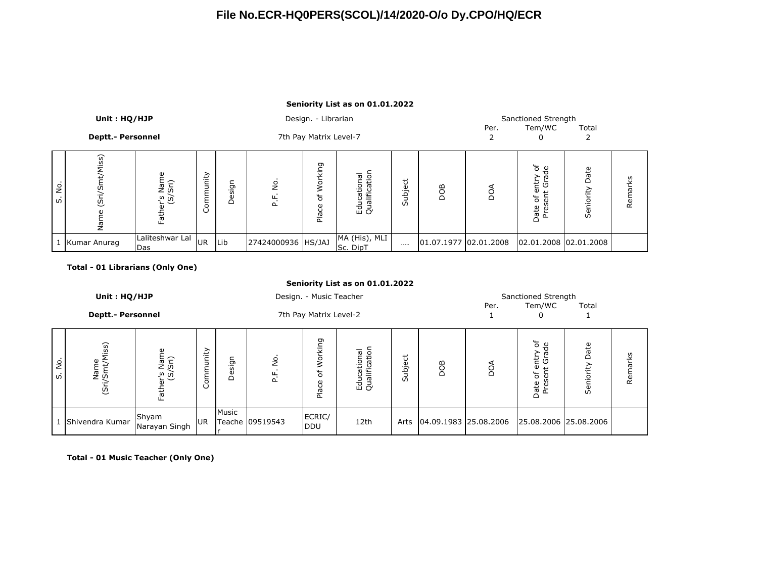# File No.ECR-HQ0PERS(SCOL)/14/2020-O/o Dy.CPO/HQ/ECR

**Seniority List as on 01.01.2022**

**Unit : HQ/HJP** — Design. - Librarian — Sanctioned Strength

**Deptt.- Personnel** — 7th Pay Matrix Level-7

| Per. | Tem/WC | Total |
|---|---|---|
| 2 | 0 | 2 |

| S. No. | Name (Sri/Smt/Miss) | Father's Name (S/Sri) | Community | Design | P.F. No. | Place of Working | Educational Qualification | Subject | DOB | DOA | Date of entry of Present Grade | Seniority Date | Remarks |
|---|---|---|---|---|---|---|---|---|---|---|---|---|---|
| 1 | Kumar Anurag | Laliteshwar Lal Das | UR | Lib | 27424000936 | HS/JAJ | MA (His), MLI Sc. DipT | .... | 01.07.1977 | 02.01.2008 | 02.01.2008 | 02.01.2008 | |

**Total - 01 Librarians (Only One)**

**Seniority List as on 01.01.2022**

**Unit : HQ/HJP** — Design. - Music Teacher — Sanctioned Strength

**Deptt.- Personnel** — 7th Pay Matrix Level-2

| Per. | Tem/WC | Total |
|---|---|---|
| 1 | 0 | 1 |

| S. No. | Name (Sri/Smt/Miss) | Father's Name (S/Sri) | Community | Design | P.F. No. | Place of Working | Educational Qualification | Subject | DOB | DOA | Date of entry of Present Grade | Seniority Date | Remarks |
|---|---|---|---|---|---|---|---|---|---|---|---|---|---|
| 1 | Shivendra Kumar | Shyam Narayan Singh | UR | Music Teacher | 09519543 | ECRIC/ DDU | 12th | Arts | 04.09.1983 | 25.08.2006 | 25.08.2006 | 25.08.2006 | |

**Total - 01 Music Teacher (Only One)**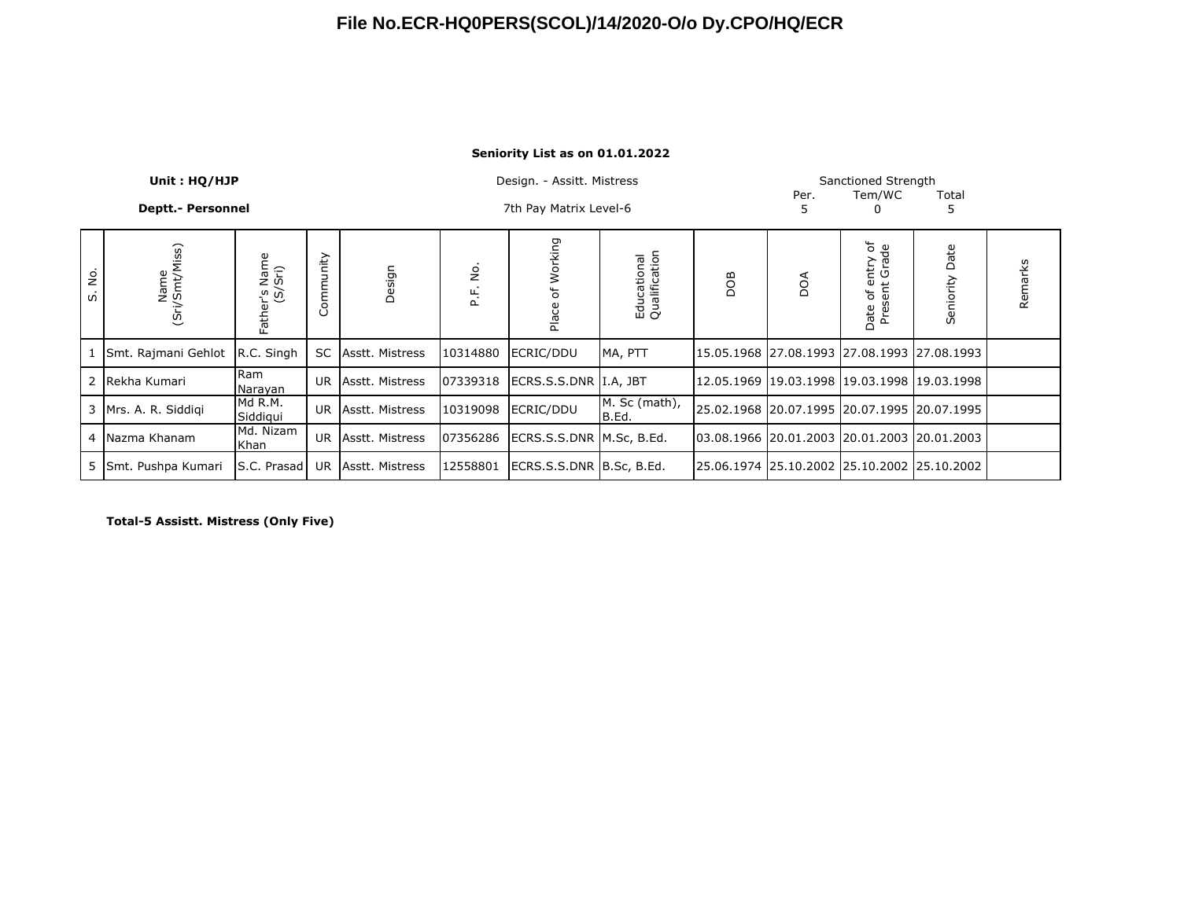# File No.ECR-HQ0PERS(SCOL)/14/2020-O/o Dy.CPO/HQ/ECR

**Seniority List as on 01.01.2022**

**Unit : HQ/HJP**

**Deptt.- Personnel**

Design. - Assitt. Mistress

7th Pay Matrix Level-6

| Sanctioned Strength | | |
|---|---|---|
| Per. | Tem/WC | Total |
| 5 | 0 | 5 |

| S. No. | Name (Sri/Smt/Miss) | Father's Name (S/Sri) | Community | Design | P.F. No. | Place of Working | Educational Qualification | DOB | DOA | Date of entry of Present Grade | Seniority Date | Remarks |
|---|---|---|---|---|---|---|---|---|---|---|---|---|
| 1 | Smt. Rajmani Gehlot | R.C. Singh | SC | Asstt. Mistress | 10314880 | ECRIC/DDU | MA, PTT | 15.05.1968 | 27.08.1993 | 27.08.1993 | 27.08.1993 | |
| 2 | Rekha Kumari | Ram Narayan | UR | Asstt. Mistress | 07339318 | ECRS.S.S.DNR | I.A, JBT | 12.05.1969 | 19.03.1998 | 19.03.1998 | 19.03.1998 | |
| 3 | Mrs. A. R. Siddiqi | Md R.M. Siddiqui | UR | Asstt. Mistress | 10319098 | ECRIC/DDU | M. Sc (math), B.Ed. | 25.02.1968 | 20.07.1995 | 20.07.1995 | 20.07.1995 | |
| 4 | Nazma Khanam | Md. Nizam Khan | UR | Asstt. Mistress | 07356286 | ECRS.S.S.DNR | M.Sc, B.Ed. | 03.08.1966 | 20.01.2003 | 20.01.2003 | 20.01.2003 | |
| 5 | Smt. Pushpa Kumari | S.C. Prasad | UR | Asstt. Mistress | 12558801 | ECRS.S.S.DNR | B.Sc, B.Ed. | 25.06.1974 | 25.10.2002 | 25.10.2002 | 25.10.2002 | |

**Total-5 Assistt. Mistress (Only Five)**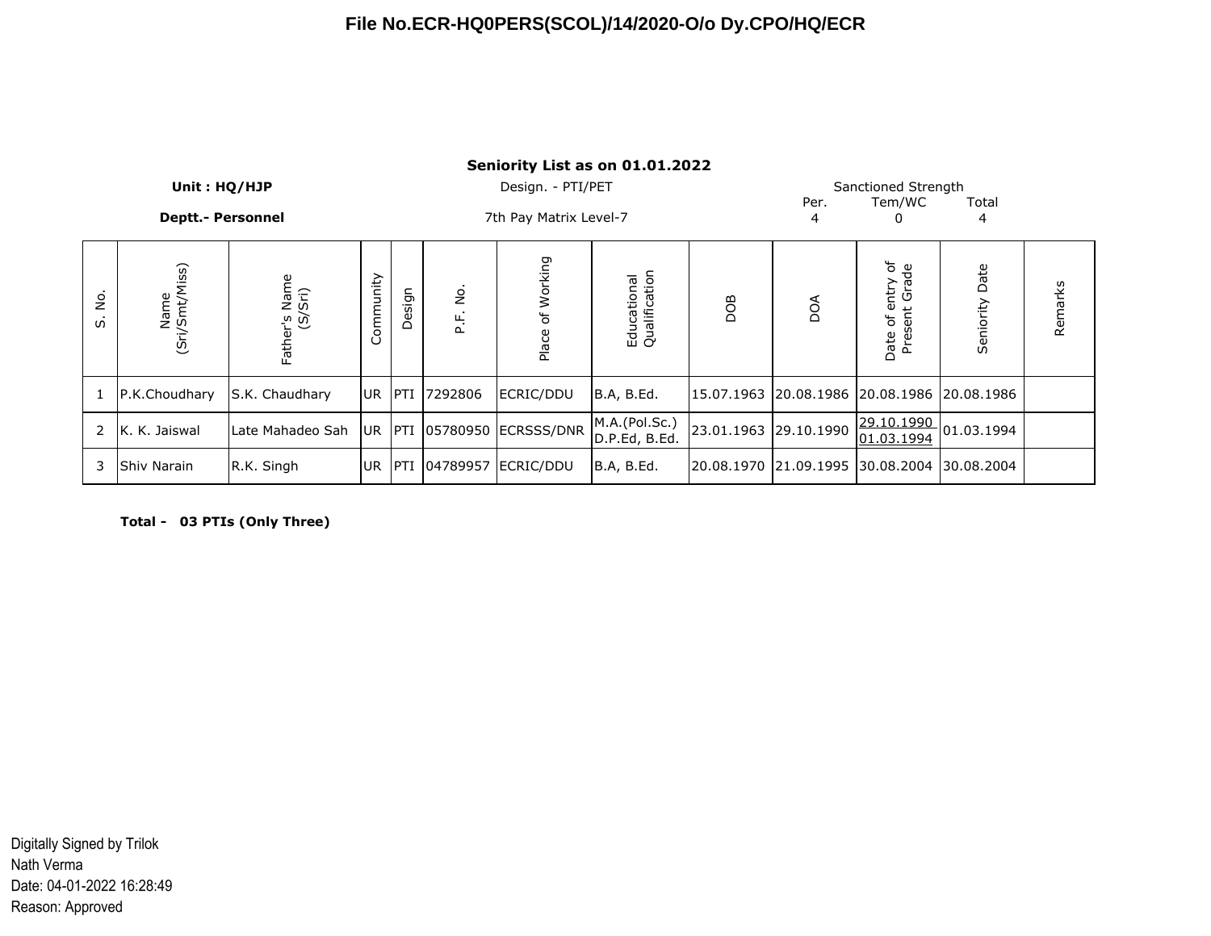**File No.ECR-HQ0PERS(SCOL)/14/2020-O/o Dy.CPO/HQ/ECR**

**Seniority List as on 01.01.2022**

**Unit : HQ/HJP**

**Deptt.- Personnel**

Design. - PTI/PET

7th Pay Matrix Level-7

| Sanctioned Strength | | |
|---|---|---|
| Per. | Tem/WC | Total |
| 4 | 0 | 4 |

| S. No. | Name (Sri/Smt/Miss) | Father's Name (S/Sri) | Community | Design | P.F. No. | Place of Working | Educational Qualification | DOB | DOA | Date of entry of Present Grade | Seniority Date | Remarks |
|---|---|---|---|---|---|---|---|---|---|---|---|---|
| 1 | P.K.Choudhary | S.K. Chaudhary | UR | PTI | 7292806 | ECRIC/DDU | B.A, B.Ed. | 15.07.1963 | 20.08.1986 | 20.08.1986 | 20.08.1986 | |
| 2 | K. K. Jaiswal | Late Mahadeo Sah | UR | PTI | 05780950 | ECRSSS/DNR | M.A.(Pol.Sc.) D.P.Ed, B.Ed. | 23.01.1963 | 29.10.1990 | 29.10.1990 01.03.1994 | 01.03.1994 | |
| 3 | Shiv Narain | R.K. Singh | UR | PTI | 04789957 | ECRIC/DDU | B.A, B.Ed. | 20.08.1970 | 21.09.1995 | 30.08.2004 | 30.08.2004 | |

**Total - 03 PTIs (Only Three)**

Digitally Signed by Trilok Nath Verma
Date: 04-01-2022 16:28:49
Reason: Approved